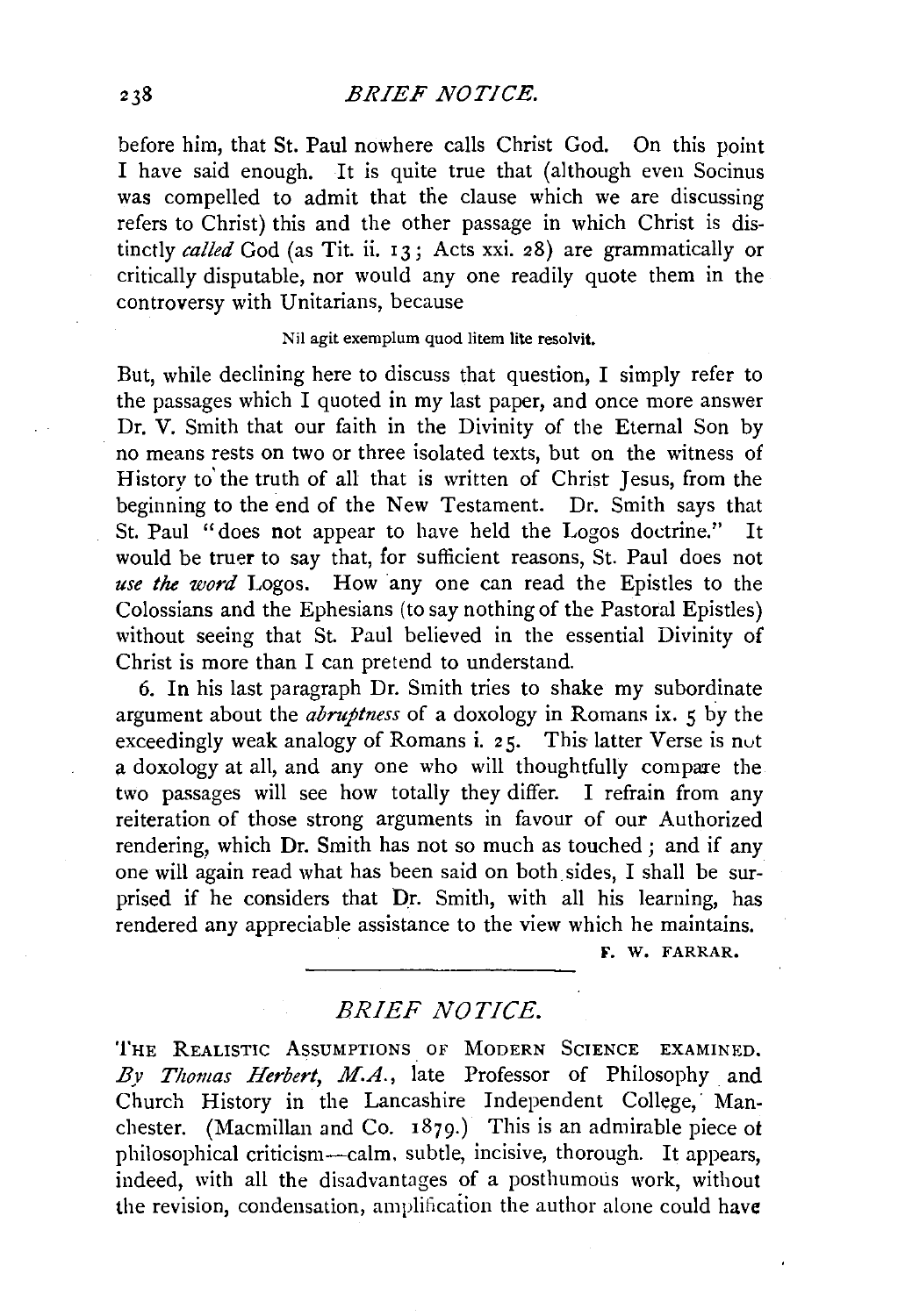before him, that St. Paul nowhere calls Christ God. On this point I have said enough. It is quite true that (although even Socinus was compelled to admit that the clause which we are discussing refers to Christ) this and the other passage in which Christ is distinctly *called* God (as Tit. ii. 13; Acts xxi. 28) are grammatically or critically disputable, nor would any one readily quote them in the controversy with Unitarians, because

Nil agit exemplum quod litem lite resolvit.

But, while declining here to discuss that question, I simply refer to the passages which I quoted in my last paper, and once more answer Dr. V. Smith that our faith in the Divinity of the Eternal Son by no means rests on two or three isolated texts, but on the witness of History to the truth of all that is written of Christ Jesus, from the beginning to the end of the New Testament. Dr. Smith says that St. Paul "does not appear to have held the Logos doctrine." It would be truer to say that, for sufficient reasons, St. Paul does not *use the word* Logos. How any one can read the Epistles to the Colossians and the Ephesians (to say nothing of the Pastoral Epistles) without seeing that St. Paul believed in the essential Divinity of Christ is more than I can pretend to understand.

6. In his last paragraph Dr. Smith tries to shake my subordinate argument about the *abruptness* of a doxology in Romans ix. 5 by the exceedingly weak analogy of Romans i. 25. This latter Verse is not a doxology at all, and any one who will thoughtfully compare the two passages will see how totally they differ. I refrain from any reiteration of those strong arguments in favour of our Authorized rendering, which Dr. Smith has not so much as touched; and if any one will again read what has been said on both sides, I shall be surprised if he considers that Dr. Smith, with all his learning, has rendered any appreciable assistance to the view which he maintains.

F. W. FARRAR.

---

## BRIEF NOTICE.

THE REALISTIC ASSUMPTIONS OF MODERN SCIENCE EXAMINED. *By Thomas Herbert, M.A.*, late Professor of Philosophy and Church History in the Lancashire Independent College, Manchester. (Macmillan and Co. 1879.) This is an admirable piece of philosophical criticism—calm, subtle, incisive, thorough. It appears, indeed, with all the disadvantages of a posthumous work, without the revision, condensation, amplification the author alone could have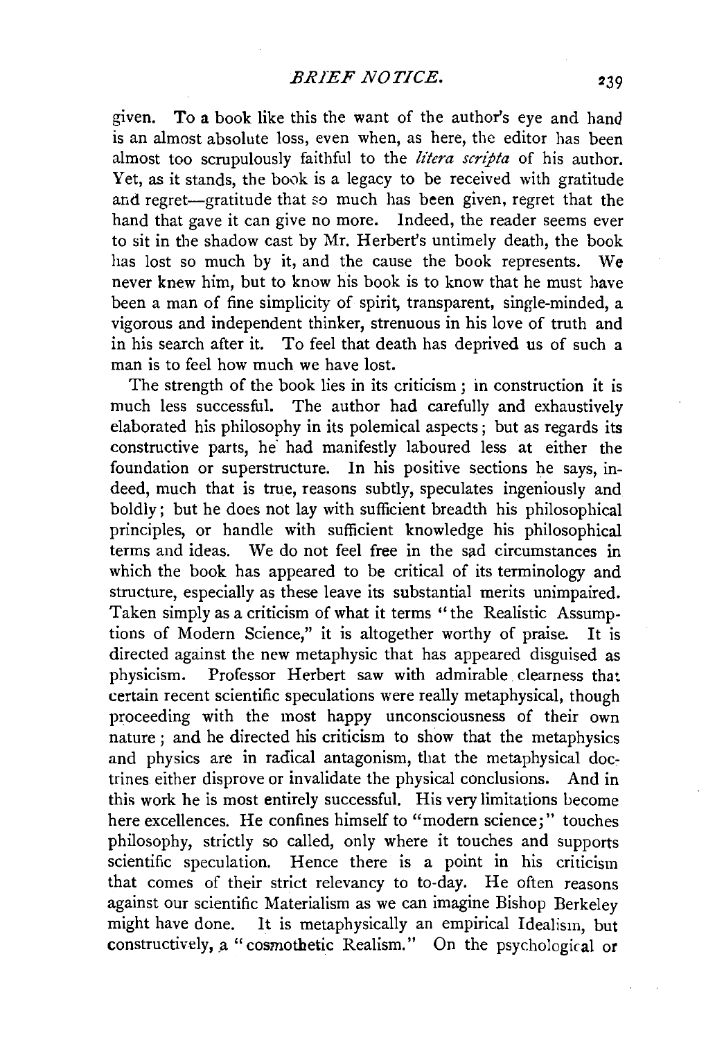given. To a book like this the want of the author's eye and hand is an almost absolute loss, even when, as here, the editor has been almost too scrupulously faithful to the *litera scripta* of his author. Yet, as it stands, the book is a legacy to be received with gratitude and regret—gratitude that so much has been given, regret that the hand that gave it can give no more. Indeed, the reader seems ever to sit in the shadow cast by Mr. Herbert's untimely death, the book has lost so much by it, and the cause the book represents. We never knew him, but to know his book is to know that he must have been a man of fine simplicity of spirit, transparent, single-minded, a vigorous and independent thinker, strenuous in his love of truth and in his search after it. To feel that death has deprived us of such a man is to feel how much we have lost.

The strength of the book lies in its criticism; in construction it is much less successful. The author had carefully and exhaustively elaborated his philosophy in its polemical aspects; but as regards its constructive parts, he had manifestly laboured less at either the foundation or superstructure. In his positive sections he says, indeed, much that is true, reasons subtly, speculates ingeniously and boldly; but he does not lay with sufficient breadth his philosophical principles, or handle with sufficient knowledge his philosophical terms and ideas. We do not feel free in the sad circumstances in which the book has appeared to be critical of its terminology and structure, especially as these leave its substantial merits unimpaired. Taken simply as a criticism of what it terms "the Realistic Assumptions of Modern Science," it is altogether worthy of praise. It is directed against the new metaphysic that has appeared disguised as physicism. Professor Herbert saw with admirable clearness that certain recent scientific speculations were really metaphysical, though proceeding with the most happy unconsciousness of their own nature; and he directed his criticism to show that the metaphysics and physics are in radical antagonism, that the metaphysical doctrines either disprove or invalidate the physical conclusions. And in this work he is most entirely successful. His very limitations become here excellences. He confines himself to "modern science;" touches philosophy, strictly so called, only where it touches and supports scientific speculation. Hence there is a point in his criticism that comes of their strict relevancy to to-day. He often reasons against our scientific Materialism as we can imagine Bishop Berkeley might have done. It is metaphysically an empirical Idealism, but constructively, a "cosmothetic Realism." On the psychological or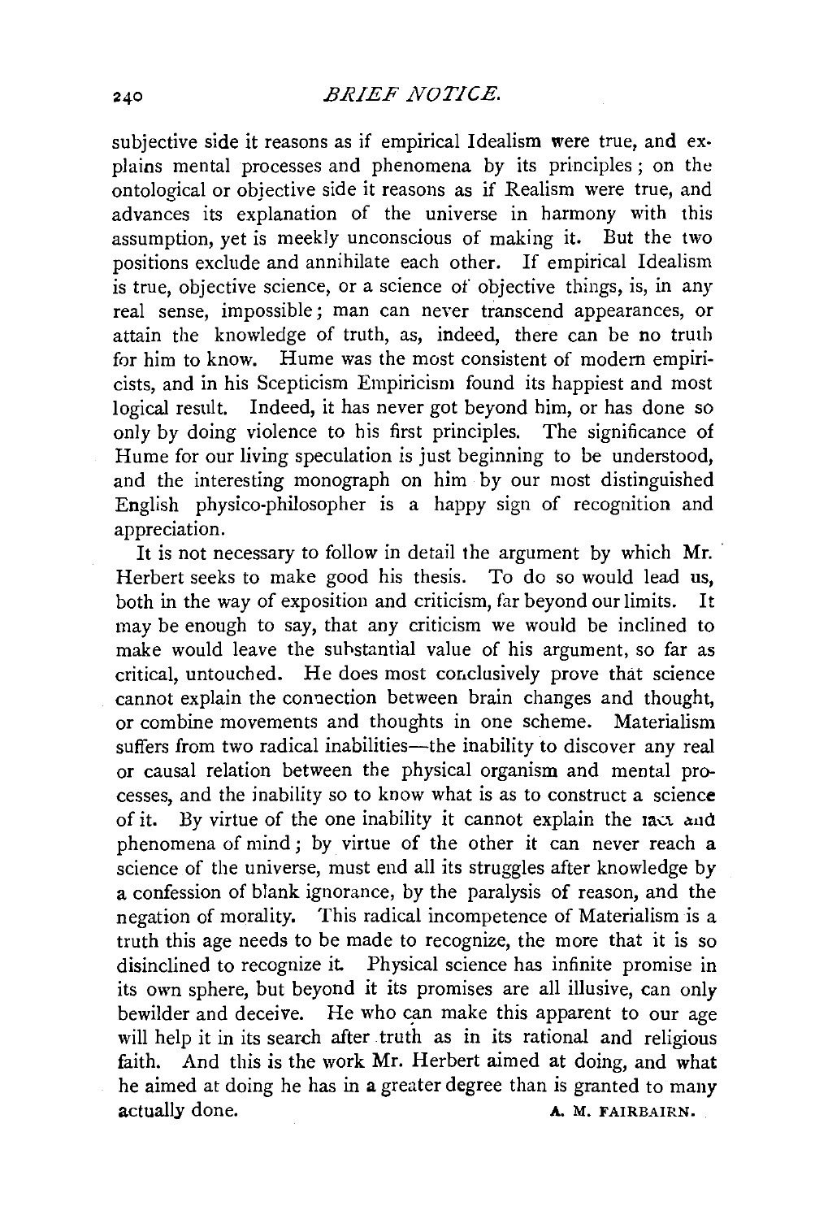subjective side it reasons as if empirical Idealism were true, and explains mental processes and phenomena by its principles; on the ontological or objective side it reasons as if Realism were true, and advances its explanation of the universe in harmony with this assumption, yet is meekly unconscious of making it. But the two positions exclude and annihilate each other. If empirical Idealism is true, objective science, or a science of objective things, is, in any real sense, impossible; man can never transcend appearances, or attain the knowledge of truth, as, indeed, there can be no truth for him to know. Hume was the most consistent of modern empiricists, and in his Scepticism Empiricism found its happiest and most logical result. Indeed, it has never got beyond him, or has done so only by doing violence to his first principles. The significance of Hume for our living speculation is just beginning to be understood, and the interesting monograph on him by our most distinguished English physico-philosopher is a happy sign of recognition and appreciation.

It is not necessary to follow in detail the argument by which Mr. Herbert seeks to make good his thesis. To do so would lead us, both in the way of exposition and criticism, far beyond our limits. It may be enough to say, that any criticism we would be inclined to make would leave the substantial value of his argument, so far as critical, untouched. He does most conclusively prove that science cannot explain the connection between brain changes and thought, or combine movements and thoughts in one scheme. Materialism suffers from two radical inabilities—the inability to discover any real or causal relation between the physical organism and mental processes, and the inability so to know what is as to construct a science of it. By virtue of the one inability it cannot explain the facts and phenomena of mind; by virtue of the other it can never reach a science of the universe, must end all its struggles after knowledge by a confession of blank ignorance, by the paralysis of reason, and the negation of morality. This radical incompetence of Materialism is a truth this age needs to be made to recognize, the more that it is so disinclined to recognize it. Physical science has infinite promise in its own sphere, but beyond it its promises are all illusive, can only bewilder and deceive. He who can make this apparent to our age will help it in its search after truth as in its rational and religious faith. And this is the work Mr. Herbert aimed at doing, and what he aimed at doing he has in a greater degree than is granted to many actually done.

A. M. FAIRBAIRN.